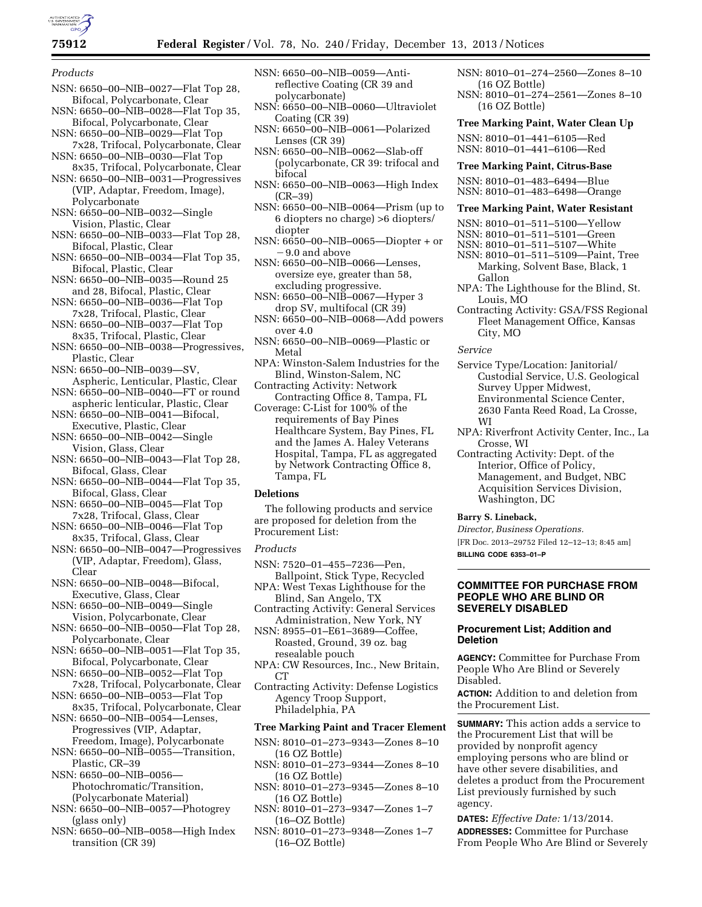*Products*

NSN: 6650–00–NIB–0027—Flat Top 28, Bifocal, Polycarbonate, Clear
NSN: 6650–00–NIB–0028—Flat Top 35, Bifocal, Polycarbonate, Clear
NSN: 6650–00–NIB–0029—Flat Top 7x28, Trifocal, Polycarbonate, Clear
NSN: 6650–00–NIB–0030—Flat Top 8x35, Trifocal, Polycarbonate, Clear
NSN: 6650–00–NIB–0031—Progressives (VIP, Adaptar, Freedom, Image), Polycarbonate
NSN: 6650–00–NIB–0032—Single Vision, Plastic, Clear
NSN: 6650–00–NIB–0033—Flat Top 28, Bifocal, Plastic, Clear
NSN: 6650–00–NIB–0034—Flat Top 35, Bifocal, Plastic, Clear
NSN: 6650–00–NIB–0035—Round 25 and 28, Bifocal, Plastic, Clear
NSN: 6650–00–NIB–0036—Flat Top 7x28, Trifocal, Plastic, Clear
NSN: 6650–00–NIB–0037—Flat Top 8x35, Trifocal, Plastic, Clear
NSN: 6650–00–NIB–0038—Progressives, Plastic, Clear
NSN: 6650–00–NIB–0039—SV, Aspheric, Lenticular, Plastic, Clear
NSN: 6650–00–NIB–0040—FT or round aspheric lenticular, Plastic, Clear
NSN: 6650–00–NIB–0041—Bifocal, Executive, Plastic, Clear
NSN: 6650–00–NIB–0042—Single Vision, Glass, Clear
NSN: 6650–00–NIB–0043—Flat Top 28, Bifocal, Glass, Clear
NSN: 6650–00–NIB–0044—Flat Top 35, Bifocal, Glass, Clear
NSN: 6650–00–NIB–0045—Flat Top 7x28, Trifocal, Glass, Clear
NSN: 6650–00–NIB–0046—Flat Top 8x35, Trifocal, Glass, Clear
NSN: 6650–00–NIB–0047—Progressives (VIP, Adaptar, Freedom), Glass, Clear
NSN: 6650–00–NIB–0048—Bifocal, Executive, Glass, Clear
NSN: 6650–00–NIB–0049—Single Vision, Polycarbonate, Clear
NSN: 6650–00–NIB–0050—Flat Top 28, Polycarbonate, Clear
NSN: 6650–00–NIB–0051—Flat Top 35, Bifocal, Polycarbonate, Clear
NSN: 6650–00–NIB–0052—Flat Top 7x28, Trifocal, Polycarbonate, Clear
NSN: 6650–00–NIB–0053—Flat Top 8x35, Trifocal, Polycarbonate, Clear
NSN: 6650–00–NIB–0054—Lenses, Progressives (VIP, Adaptar, Freedom, Image), Polycarbonate
NSN: 6650–00–NIB–0055—Transition, Plastic, CR–39
NSN: 6650–00–NIB–0056—Photochromatic/Transition, (Polycarbonate Material)
NSN: 6650–00–NIB–0057—Photogrey (glass only)
NSN: 6650–00–NIB–0058—High Index transition (CR 39)
NSN: 6650–00–NIB–0059—Anti-reflective Coating (CR 39 and polycarbonate)
NSN: 6650–00–NIB–0060—Ultraviolet Coating (CR 39)
NSN: 6650–00–NIB–0061—Polarized Lenses (CR 39)
NSN: 6650–00–NIB–0062—Slab-off (polycarbonate, CR 39: trifocal and bifocal
NSN: 6650–00–NIB–0063—High Index (CR–39)
NSN: 6650–00–NIB–0064—Prism (up to 6 diopters no charge) >6 diopters/diopter
NSN: 6650–00–NIB–0065—Diopter + or −9.0 and above
NSN: 6650–00–NIB–0066—Lenses, oversize eye, greater than 58, excluding progressive.
NSN: 6650–00–NIB–0067—Hyper 3 drop SV, multifocal (CR 39)
NSN: 6650–00–NIB–0068—Add powers over 4.0
NSN: 6650–00–NIB–0069—Plastic or Metal

NPA: Winston-Salem Industries for the Blind, Winston-Salem, NC
Contracting Activity: Network Contracting Office 8, Tampa, FL
Coverage: C-List for 100% of the requirements of Bay Pines Healthcare System, Bay Pines, FL and the James A. Haley Veterans Hospital, Tampa, FL as aggregated by Network Contracting Office 8, Tampa, FL

**Deletions**

The following products and service are proposed for deletion from the Procurement List:

*Products*

NSN: 7520–01–455–7236—Pen, Ballpoint, Stick Type, Recycled
NPA: West Texas Lighthouse for the Blind, San Angelo, TX
Contracting Activity: General Services Administration, New York, NY
NSN: 8955–01–E61–3689—Coffee, Roasted, Ground, 39 oz. bag resealable pouch
NPA: CW Resources, Inc., New Britain, CT
Contracting Activity: Defense Logistics Agency Troop Support, Philadelphia, PA

**Tree Marking Paint and Tracer Element**

NSN: 8010–01–273–9343—Zones 8–10 (16 OZ Bottle)
NSN: 8010–01–273–9344—Zones 8–10 (16 OZ Bottle)
NSN: 8010–01–273–9345—Zones 8–10 (16 OZ Bottle)
NSN: 8010–01–273–9347—Zones 1–7 (16–OZ Bottle)
NSN: 8010–01–273–9348—Zones 1–7 (16–OZ Bottle)
NSN: 8010–01–274–2560—Zones 8–10 (16 OZ Bottle)
NSN: 8010–01–274–2561—Zones 8–10 (16 OZ Bottle)

**Tree Marking Paint, Water Clean Up**

NSN: 8010–01–441–6105—Red
NSN: 8010–01–441–6106—Red

**Tree Marking Paint, Citrus-Base**

NSN: 8010–01–483–6494—Blue
NSN: 8010–01–483–6498—Orange

**Tree Marking Paint, Water Resistant**

NSN: 8010–01–511–5100—Yellow
NSN: 8010–01–511–5101—Green
NSN: 8010–01–511–5107—White
NSN: 8010–01–511–5109—Paint, Tree Marking, Solvent Base, Black, 1 Gallon
NPA: The Lighthouse for the Blind, St. Louis, MO
Contracting Activity: GSA/FSS Regional Fleet Management Office, Kansas City, MO

*Service*

Service Type/Location: Janitorial/Custodial Service, U.S. Geological Survey Upper Midwest, Environmental Science Center, 2630 Fanta Reed Road, La Crosse, WI
NPA: Riverfront Activity Center, Inc., La Crosse, WI
Contracting Activity: Dept. of the Interior, Office of Policy, Management, and Budget, NBC Acquisition Services Division, Washington, DC

**Barry S. Lineback,**
*Director, Business Operations.*
[FR Doc. 2013–29752 Filed 12–12–13; 8:45 am]
**BILLING CODE 6353–01–P**

## COMMITTEE FOR PURCHASE FROM PEOPLE WHO ARE BLIND OR SEVERELY DISABLED

### Procurement List; Addition and Deletion

**AGENCY:** Committee for Purchase From People Who Are Blind or Severely Disabled.

**ACTION:** Addition to and deletion from the Procurement List.

**SUMMARY:** This action adds a service to the Procurement List that will be provided by nonprofit agency employing persons who are blind or have other severe disabilities, and deletes a product from the Procurement List previously furnished by such agency.

**DATES:** *Effective Date:* 1/13/2014.

**ADDRESSES:** Committee for Purchase From People Who Are Blind or Severely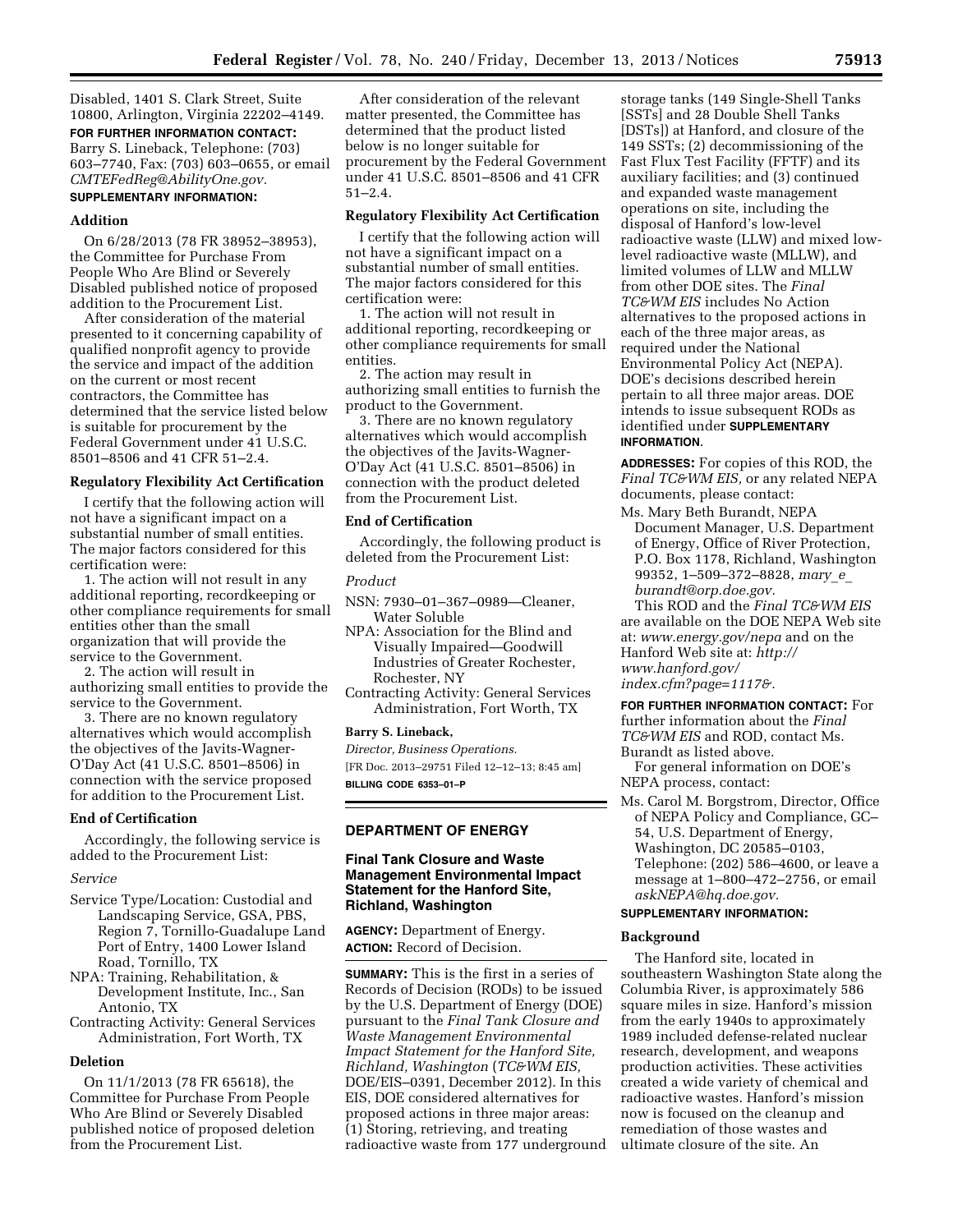Disabled, 1401 S. Clark Street, Suite 10800, Arlington, Virginia 22202–4149.

**FOR FURTHER INFORMATION CONTACT:** Barry S. Lineback, Telephone: (703) 603–7740, Fax: (703) 603–0655, or email *CMTEFedReg@AbilityOne.gov.*

**SUPPLEMENTARY INFORMATION:**

### Addition

On 6/28/2013 (78 FR 38952–38953), the Committee for Purchase From People Who Are Blind or Severely Disabled published notice of proposed addition to the Procurement List.

After consideration of the material presented to it concerning capability of qualified nonprofit agency to provide the service and impact of the addition on the current or most recent contractors, the Committee has determined that the service listed below is suitable for procurement by the Federal Government under 41 U.S.C. 8501–8506 and 41 CFR 51–2.4.

### Regulatory Flexibility Act Certification

I certify that the following action will not have a significant impact on a substantial number of small entities. The major factors considered for this certification were:

1. The action will not result in any additional reporting, recordkeeping or other compliance requirements for small entities other than the small organization that will provide the service to the Government.

2. The action will result in authorizing small entities to provide the service to the Government.

3. There are no known regulatory alternatives which would accomplish the objectives of the Javits-Wagner-O'Day Act (41 U.S.C. 8501–8506) in connection with the service proposed for addition to the Procurement List.

### End of Certification

Accordingly, the following service is added to the Procurement List:

*Service*

Service Type/Location: Custodial and Landscaping Service, GSA, PBS, Region 7, Tornillo-Guadalupe Land Port of Entry, 1400 Lower Island Road, Tornillo, TX

NPA: Training, Rehabilitation, & Development Institute, Inc., San Antonio, TX

Contracting Activity: General Services Administration, Fort Worth, TX

### Deletion

On 11/1/2013 (78 FR 65618), the Committee for Purchase From People Who Are Blind or Severely Disabled published notice of proposed deletion from the Procurement List.

After consideration of the relevant matter presented, the Committee has determined that the product listed below is no longer suitable for procurement by the Federal Government under 41 U.S.C. 8501–8506 and 41 CFR 51–2.4.

### Regulatory Flexibility Act Certification

I certify that the following action will not have a significant impact on a substantial number of small entities. The major factors considered for this certification were:

1. The action will not result in additional reporting, recordkeeping or other compliance requirements for small entities.

2. The action may result in authorizing small entities to furnish the product to the Government.

3. There are no known regulatory alternatives which would accomplish the objectives of the Javits-Wagner-O'Day Act (41 U.S.C. 8501–8506) in connection with the product deleted from the Procurement List.

### End of Certification

Accordingly, the following product is deleted from the Procurement List:

*Product*

NSN: 7930–01–367–0989—Cleaner, Water Soluble

NPA: Association for the Blind and Visually Impaired—Goodwill Industries of Greater Rochester, Rochester, NY

Contracting Activity: General Services Administration, Fort Worth, TX

**Barry S. Lineback,**

*Director, Business Operations.*

[FR Doc. 2013–29751 Filed 12–12–13; 8:45 am]

**BILLING CODE 6353–01–P**

## DEPARTMENT OF ENERGY

### Final Tank Closure and Waste Management Environmental Impact Statement for the Hanford Site, Richland, Washington

**AGENCY:** Department of Energy.

**ACTION:** Record of Decision.

**SUMMARY:** This is the first in a series of Records of Decision (RODs) to be issued by the U.S. Department of Energy (DOE) pursuant to the *Final Tank Closure and Waste Management Environmental Impact Statement for the Hanford Site, Richland, Washington* (*TC&WM EIS,* DOE/EIS–0391, December 2012). In this EIS, DOE considered alternatives for proposed actions in three major areas: (1) Storing, retrieving, and treating radioactive waste from 177 underground storage tanks (149 Single-Shell Tanks [SSTs] and 28 Double Shell Tanks [DSTs]) at Hanford, and closure of the 149 SSTs; (2) decommissioning of the Fast Flux Test Facility (FFTF) and its auxiliary facilities; and (3) continued and expanded waste management operations on site, including the disposal of Hanford's low-level radioactive waste (LLW) and mixed low-level radioactive waste (MLLW), and limited volumes of LLW and MLLW from other DOE sites. The *Final TC&WM EIS* includes No Action alternatives to the proposed actions in each of the three major areas, as required under the National Environmental Policy Act (NEPA). DOE's decisions described herein pertain to all three major areas. DOE intends to issue subsequent RODs as identified under **SUPPLEMENTARY INFORMATION.**

**ADDRESSES:** For copies of this ROD, the *Final TC&WM EIS,* or any related NEPA documents, please contact:

Ms. Mary Beth Burandt, NEPA Document Manager, U.S. Department of Energy, Office of River Protection, P.O. Box 1178, Richland, Washington 99352, 1–509–372–8828, *mary_e_burandt@orp.doe.gov.*

This ROD and the *Final TC&WM EIS* are available on the DOE NEPA Web site at: *www.energy.gov/nepa* and on the Hanford Web site at: *http://www.hanford.gov/index.cfm?page=1117&.*

**FOR FURTHER INFORMATION CONTACT:** For further information about the *Final TC&WM EIS* and ROD, contact Ms. Burandt as listed above.

For general information on DOE's NEPA process, contact:

Ms. Carol M. Borgstrom, Director, Office of NEPA Policy and Compliance, GC–54, U.S. Department of Energy, Washington, DC 20585–0103, Telephone: (202) 586–4600, or leave a message at 1–800–472–2756, or email *askNEPA@hq.doe.gov.*

**SUPPLEMENTARY INFORMATION:**

### Background

The Hanford site, located in southeastern Washington State along the Columbia River, is approximately 586 square miles in size. Hanford's mission from the early 1940s to approximately 1989 included defense-related nuclear research, development, and weapons production activities. These activities created a wide variety of chemical and radioactive wastes. Hanford's mission now is focused on the cleanup and remediation of those wastes and ultimate closure of the site. An